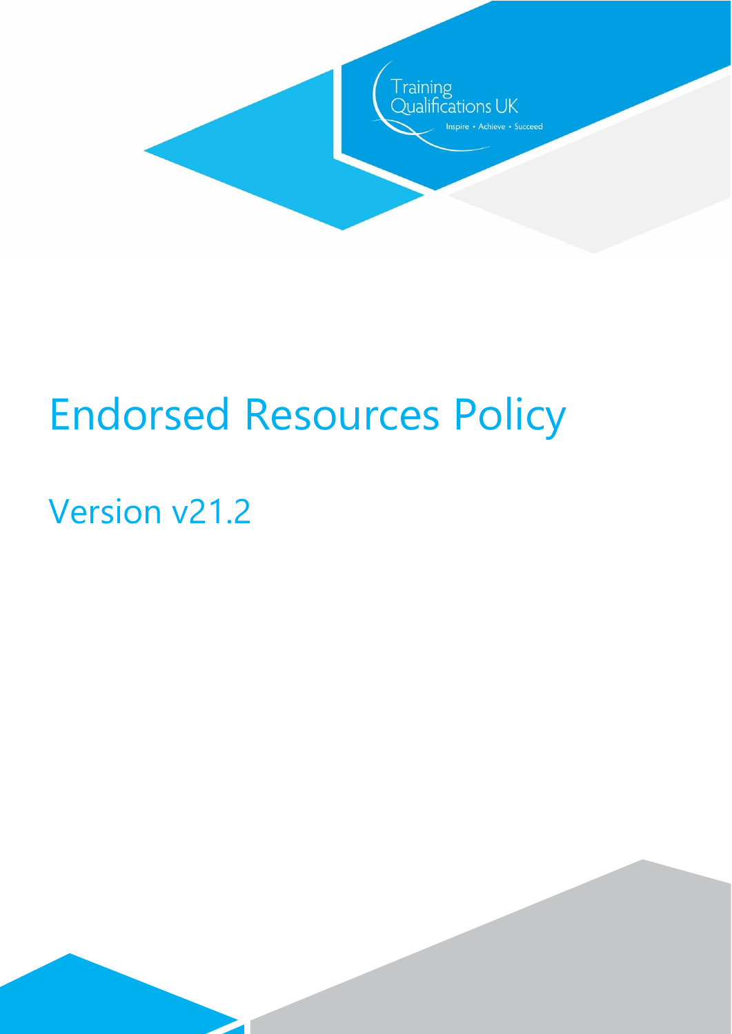Training Qualifications UK

Inspire • Achieve • Succeed

# Endorsed Resources Policy

## Version v21.2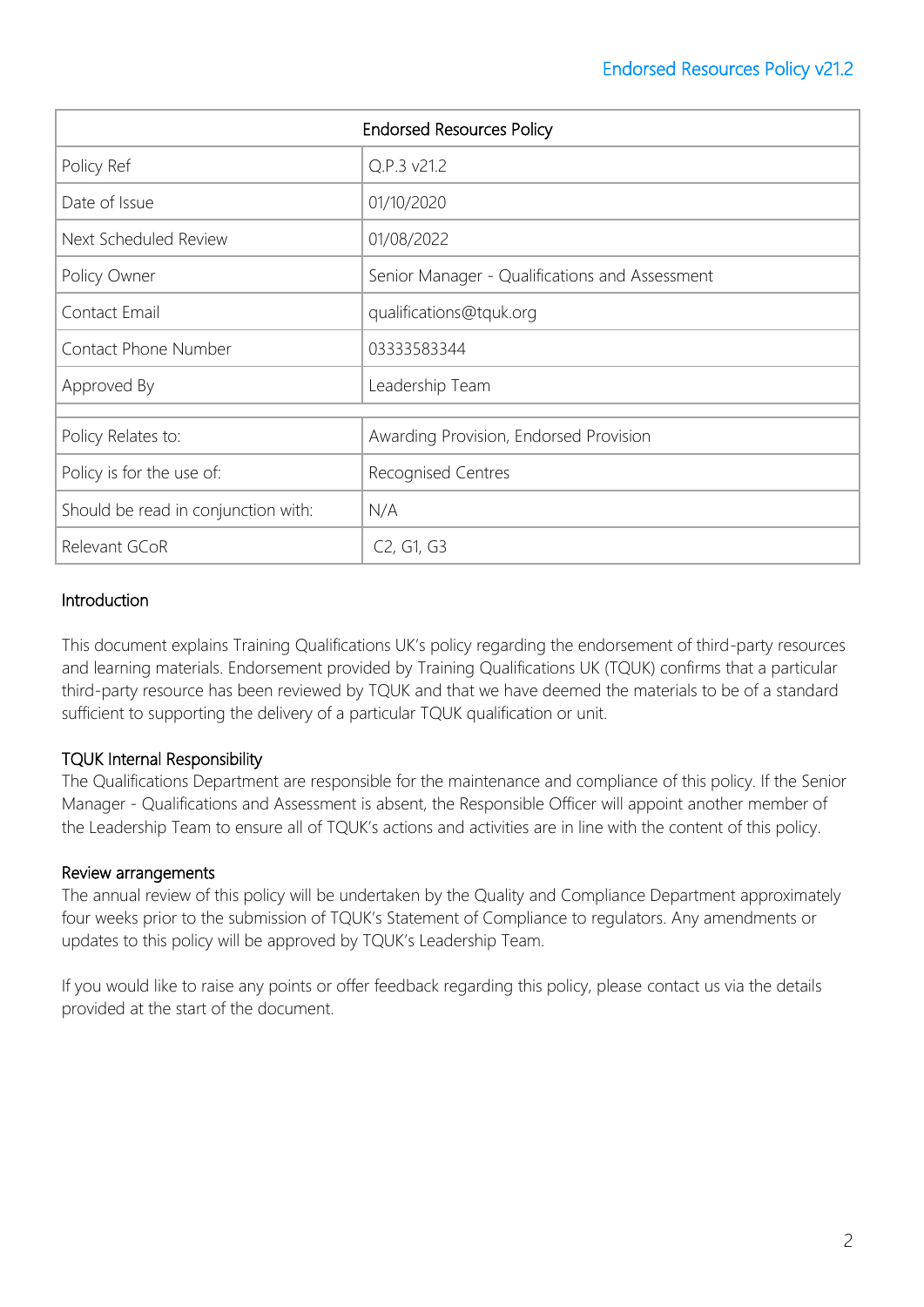| Endorsed Resources Policy | |
|---|---|
| Policy Ref | Q.P.3 v21.2 |
| Date of Issue | 01/10/2020 |
| Next Scheduled Review | 01/08/2022 |
| Policy Owner | Senior Manager - Qualifications and Assessment |
| Contact Email | qualifications@tquk.org |
| Contact Phone Number | 03333583344 |
| Approved By | Leadership Team |
| | |
| Policy Relates to: | Awarding Provision, Endorsed Provision |
| Policy is for the use of: | Recognised Centres |
| Should be read in conjunction with: | N/A |
| Relevant GCoR | C2, G1, G3 |

## Introduction

This document explains Training Qualifications UK's policy regarding the endorsement of third-party resources and learning materials. Endorsement provided by Training Qualifications UK (TQUK) confirms that a particular third-party resource has been reviewed by TQUK and that we have deemed the materials to be of a standard sufficient to supporting the delivery of a particular TQUK qualification or unit.

## TQUK Internal Responsibility

The Qualifications Department are responsible for the maintenance and compliance of this policy. If the Senior Manager - Qualifications and Assessment is absent, the Responsible Officer will appoint another member of the Leadership Team to ensure all of TQUK's actions and activities are in line with the content of this policy.

## Review arrangements

The annual review of this policy will be undertaken by the Quality and Compliance Department approximately four weeks prior to the submission of TQUK's Statement of Compliance to regulators. Any amendments or updates to this policy will be approved by TQUK's Leadership Team.

If you would like to raise any points or offer feedback regarding this policy, please contact us via the details provided at the start of the document.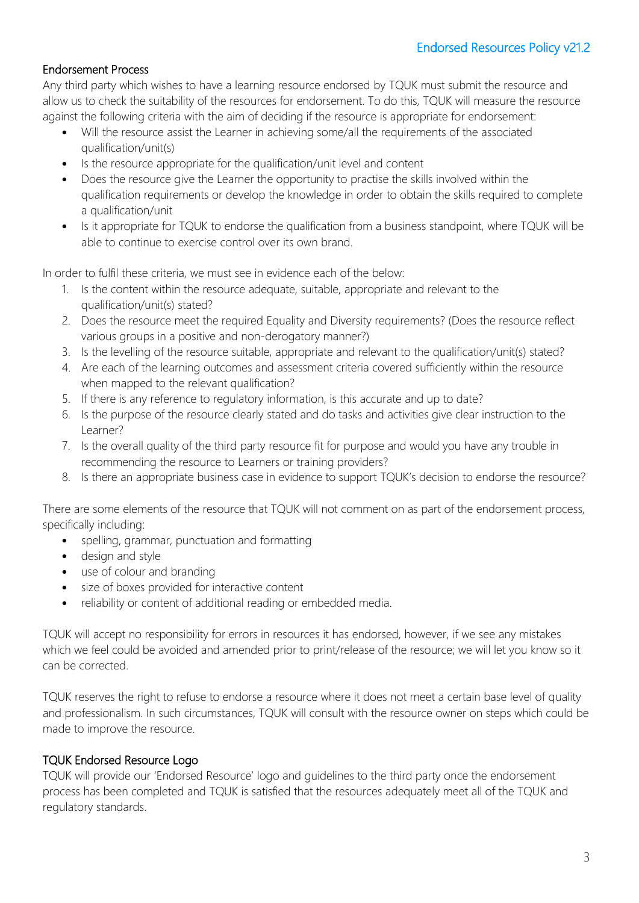## Endorsement Process

Any third party which wishes to have a learning resource endorsed by TQUK must submit the resource and allow us to check the suitability of the resources for endorsement. To do this, TQUK will measure the resource against the following criteria with the aim of deciding if the resource is appropriate for endorsement:

- Will the resource assist the Learner in achieving some/all the requirements of the associated qualification/unit(s)
- Is the resource appropriate for the qualification/unit level and content
- Does the resource give the Learner the opportunity to practise the skills involved within the qualification requirements or develop the knowledge in order to obtain the skills required to complete a qualification/unit
- Is it appropriate for TQUK to endorse the qualification from a business standpoint, where TQUK will be able to continue to exercise control over its own brand.

In order to fulfil these criteria, we must see in evidence each of the below:

1. Is the content within the resource adequate, suitable, appropriate and relevant to the qualification/unit(s) stated?
2. Does the resource meet the required Equality and Diversity requirements? (Does the resource reflect various groups in a positive and non-derogatory manner?)
3. Is the levelling of the resource suitable, appropriate and relevant to the qualification/unit(s) stated?
4. Are each of the learning outcomes and assessment criteria covered sufficiently within the resource when mapped to the relevant qualification?
5. If there is any reference to regulatory information, is this accurate and up to date?
6. Is the purpose of the resource clearly stated and do tasks and activities give clear instruction to the Learner?
7. Is the overall quality of the third party resource fit for purpose and would you have any trouble in recommending the resource to Learners or training providers?
8. Is there an appropriate business case in evidence to support TQUK's decision to endorse the resource?

There are some elements of the resource that TQUK will not comment on as part of the endorsement process, specifically including:

- spelling, grammar, punctuation and formatting
- design and style
- use of colour and branding
- size of boxes provided for interactive content
- reliability or content of additional reading or embedded media.

TQUK will accept no responsibility for errors in resources it has endorsed, however, if we see any mistakes which we feel could be avoided and amended prior to print/release of the resource; we will let you know so it can be corrected.

TQUK reserves the right to refuse to endorse a resource where it does not meet a certain base level of quality and professionalism. In such circumstances, TQUK will consult with the resource owner on steps which could be made to improve the resource.

## TQUK Endorsed Resource Logo

TQUK will provide our 'Endorsed Resource' logo and guidelines to the third party once the endorsement process has been completed and TQUK is satisfied that the resources adequately meet all of the TQUK and regulatory standards.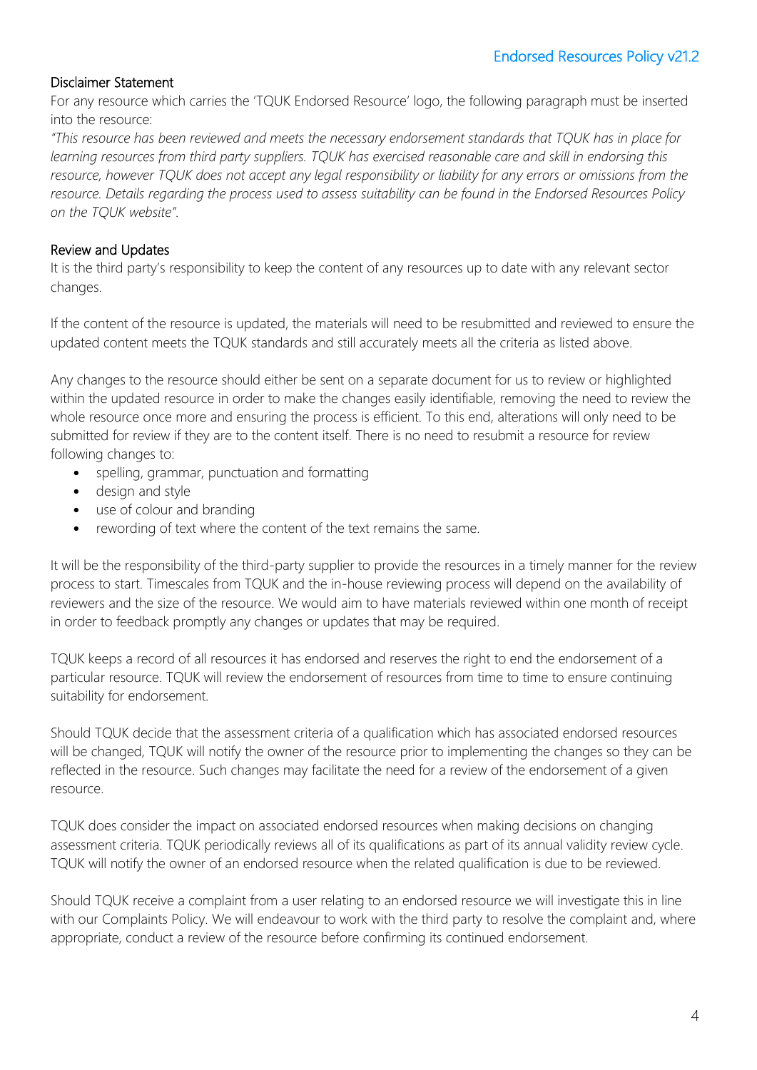### Disclaimer Statement

For any resource which carries the 'TQUK Endorsed Resource' logo, the following paragraph must be inserted into the resource:

*"This resource has been reviewed and meets the necessary endorsement standards that TQUK has in place for learning resources from third party suppliers. TQUK has exercised reasonable care and skill in endorsing this resource, however TQUK does not accept any legal responsibility or liability for any errors or omissions from the resource. Details regarding the process used to assess suitability can be found in the Endorsed Resources Policy on the TQUK website".*

### Review and Updates

It is the third party's responsibility to keep the content of any resources up to date with any relevant sector changes.

If the content of the resource is updated, the materials will need to be resubmitted and reviewed to ensure the updated content meets the TQUK standards and still accurately meets all the criteria as listed above.

Any changes to the resource should either be sent on a separate document for us to review or highlighted within the updated resource in order to make the changes easily identifiable, removing the need to review the whole resource once more and ensuring the process is efficient. To this end, alterations will only need to be submitted for review if they are to the content itself. There is no need to resubmit a resource for review following changes to:

- spelling, grammar, punctuation and formatting
- design and style
- use of colour and branding
- rewording of text where the content of the text remains the same.

It will be the responsibility of the third-party supplier to provide the resources in a timely manner for the review process to start. Timescales from TQUK and the in-house reviewing process will depend on the availability of reviewers and the size of the resource. We would aim to have materials reviewed within one month of receipt in order to feedback promptly any changes or updates that may be required.

TQUK keeps a record of all resources it has endorsed and reserves the right to end the endorsement of a particular resource. TQUK will review the endorsement of resources from time to time to ensure continuing suitability for endorsement.

Should TQUK decide that the assessment criteria of a qualification which has associated endorsed resources will be changed, TQUK will notify the owner of the resource prior to implementing the changes so they can be reflected in the resource. Such changes may facilitate the need for a review of the endorsement of a given resource.

TQUK does consider the impact on associated endorsed resources when making decisions on changing assessment criteria. TQUK periodically reviews all of its qualifications as part of its annual validity review cycle. TQUK will notify the owner of an endorsed resource when the related qualification is due to be reviewed.

Should TQUK receive a complaint from a user relating to an endorsed resource we will investigate this in line with our Complaints Policy. We will endeavour to work with the third party to resolve the complaint and, where appropriate, conduct a review of the resource before confirming its continued endorsement.